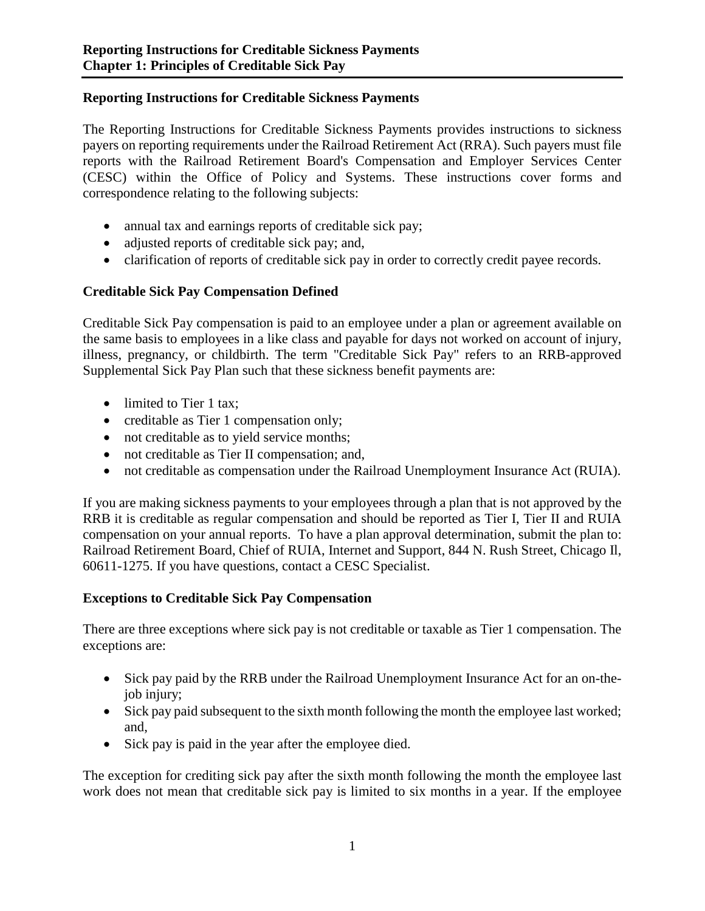## Reporting Instructions for Creditable Sickness Payments

The Reporting Instructions for Creditable Sickness Payments provides instructions to sickness payers on reporting requirements under the Railroad Retirement Act (RRA). Such payers must file reports with the Railroad Retirement Board's Compensation and Employer Services Center (CESC) within the Office of Policy and Systems. These instructions cover forms and correspondence relating to the following subjects:

- annual tax and earnings reports of creditable sick pay;
- adjusted reports of creditable sick pay; and,
- clarification of reports of creditable sick pay in order to correctly credit payee records.

## Creditable Sick Pay Compensation Defined

Creditable Sick Pay compensation is paid to an employee under a plan or agreement available on the same basis to employees in a like class and payable for days not worked on account of injury, illness, pregnancy, or childbirth. The term "Creditable Sick Pay" refers to an RRB-approved Supplemental Sick Pay Plan such that these sickness benefit payments are:

- limited to Tier 1 tax;
- creditable as Tier 1 compensation only;
- not creditable as to yield service months;
- not creditable as Tier II compensation; and,
- not creditable as compensation under the Railroad Unemployment Insurance Act (RUIA).

If you are making sickness payments to your employees through a plan that is not approved by the RRB it is creditable as regular compensation and should be reported as Tier I, Tier II and RUIA compensation on your annual reports. To have a plan approval determination, submit the plan to: Railroad Retirement Board, Chief of RUIA, Internet and Support, 844 N. Rush Street, Chicago Il, 60611-1275. If you have questions, contact a CESC Specialist.

## Exceptions to Creditable Sick Pay Compensation

There are three exceptions where sick pay is not creditable or taxable as Tier 1 compensation. The exceptions are:

- Sick pay paid by the RRB under the Railroad Unemployment Insurance Act for an on-the-job injury;
- Sick pay paid subsequent to the sixth month following the month the employee last worked; and,
- Sick pay is paid in the year after the employee died.

The exception for crediting sick pay after the sixth month following the month the employee last work does not mean that creditable sick pay is limited to six months in a year. If the employee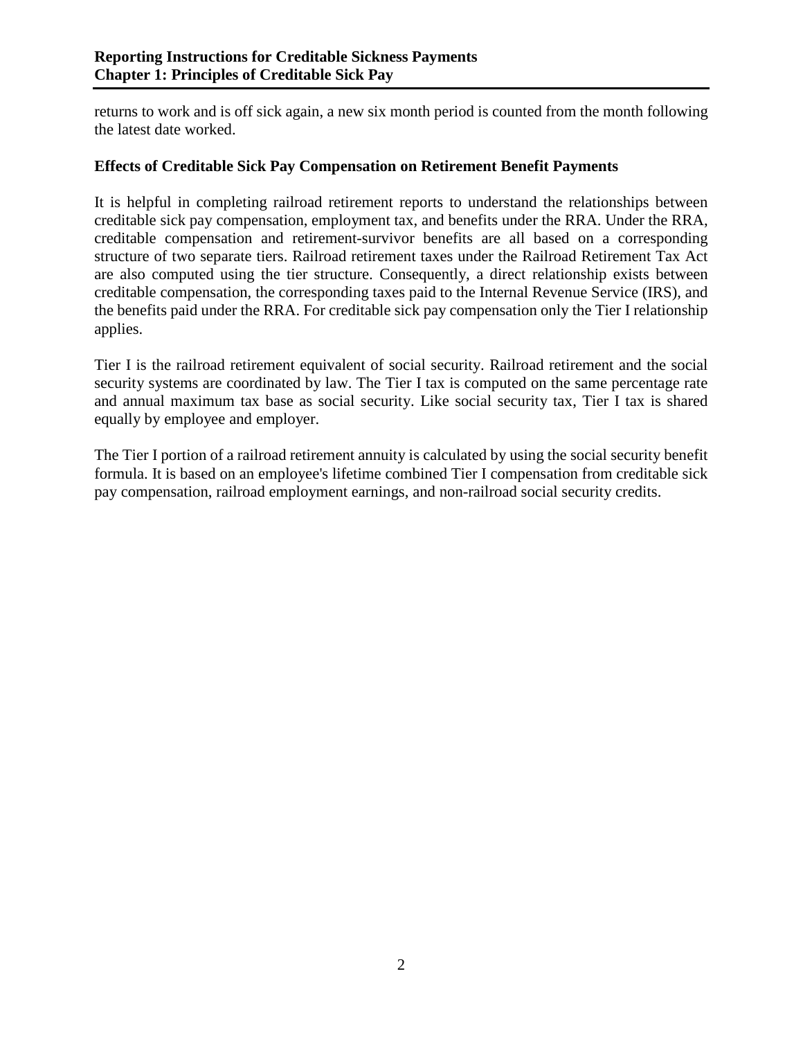returns to work and is off sick again, a new six month period is counted from the month following the latest date worked.

### Effects of Creditable Sick Pay Compensation on Retirement Benefit Payments

It is helpful in completing railroad retirement reports to understand the relationships between creditable sick pay compensation, employment tax, and benefits under the RRA. Under the RRA, creditable compensation and retirement-survivor benefits are all based on a corresponding structure of two separate tiers. Railroad retirement taxes under the Railroad Retirement Tax Act are also computed using the tier structure. Consequently, a direct relationship exists between creditable compensation, the corresponding taxes paid to the Internal Revenue Service (IRS), and the benefits paid under the RRA. For creditable sick pay compensation only the Tier I relationship applies.

Tier I is the railroad retirement equivalent of social security. Railroad retirement and the social security systems are coordinated by law. The Tier I tax is computed on the same percentage rate and annual maximum tax base as social security. Like social security tax, Tier I tax is shared equally by employee and employer.

The Tier I portion of a railroad retirement annuity is calculated by using the social security benefit formula. It is based on an employee's lifetime combined Tier I compensation from creditable sick pay compensation, railroad employment earnings, and non-railroad social security credits.